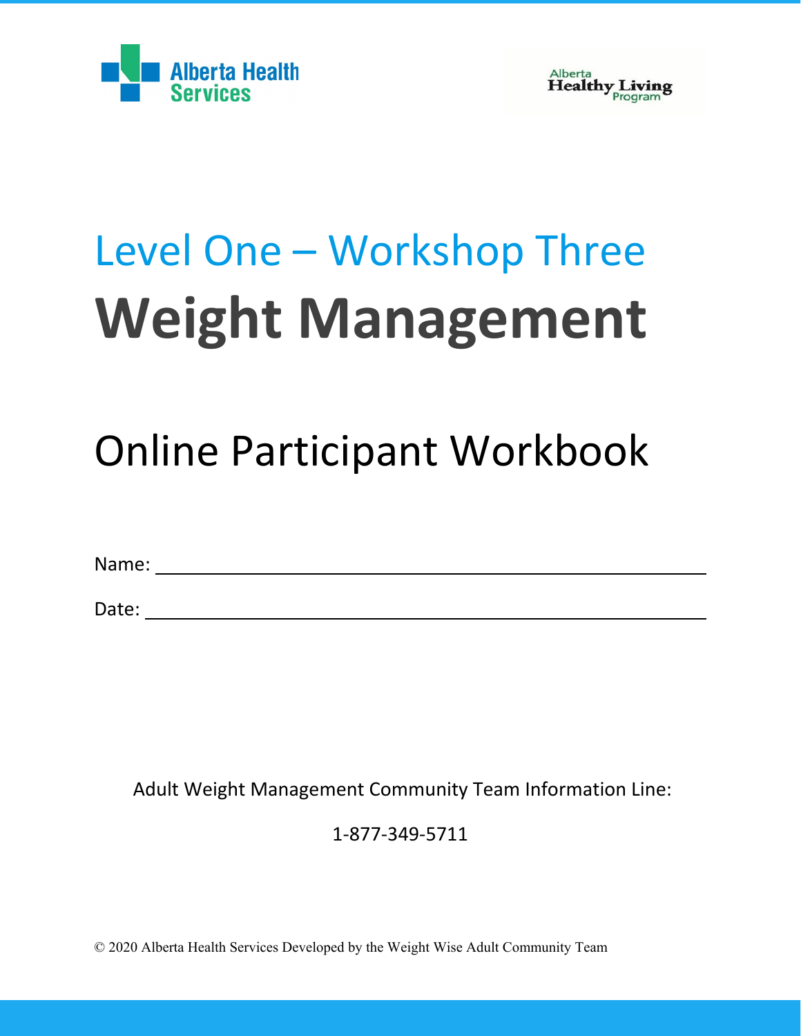Alberta Health Services

Alberta Healthy Living Program

# Level One – Workshop Three

# Weight Management

## Online Participant Workbook

Name: ______________________________________________

Date: ______________________________________________

Adult Weight Management Community Team Information Line:

1-877-349-5711

© 2020 Alberta Health Services Developed by the Weight Wise Adult Community Team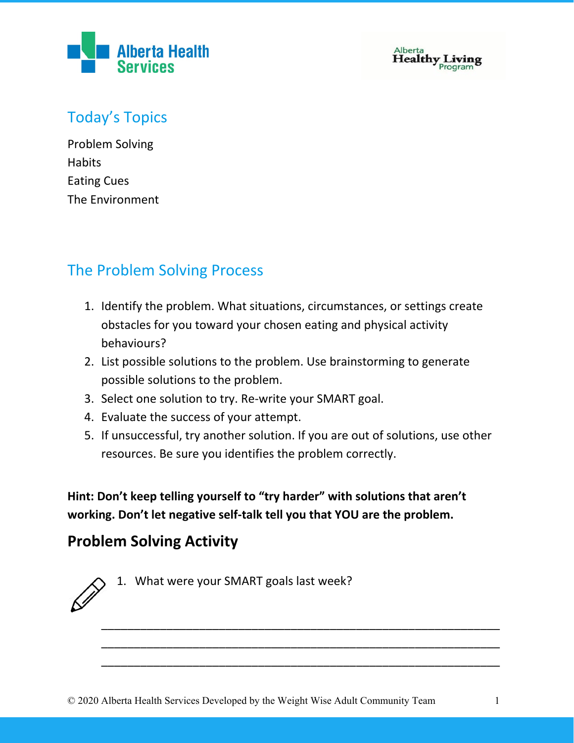## Today's Topics

Problem Solving
Habits
Eating Cues
The Environment

## The Problem Solving Process

1. Identify the problem. What situations, circumstances, or settings create obstacles for you toward your chosen eating and physical activity behaviours?
2. List possible solutions to the problem. Use brainstorming to generate possible solutions to the problem.
3. Select one solution to try. Re-write your SMART goal.
4. Evaluate the success of your attempt.
5. If unsuccessful, try another solution. If you are out of solutions, use other resources. Be sure you identifies the problem correctly.

**Hint: Don't keep telling yourself to "try harder" with solutions that aren't working. Don't let negative self-talk tell you that YOU are the problem.**

## Problem Solving Activity

1. What were your SMART goals last week?

_______________________________________________________________
_______________________________________________________________
_______________________________________________________________

© 2020 Alberta Health Services Developed by the Weight Wise Adult Community Team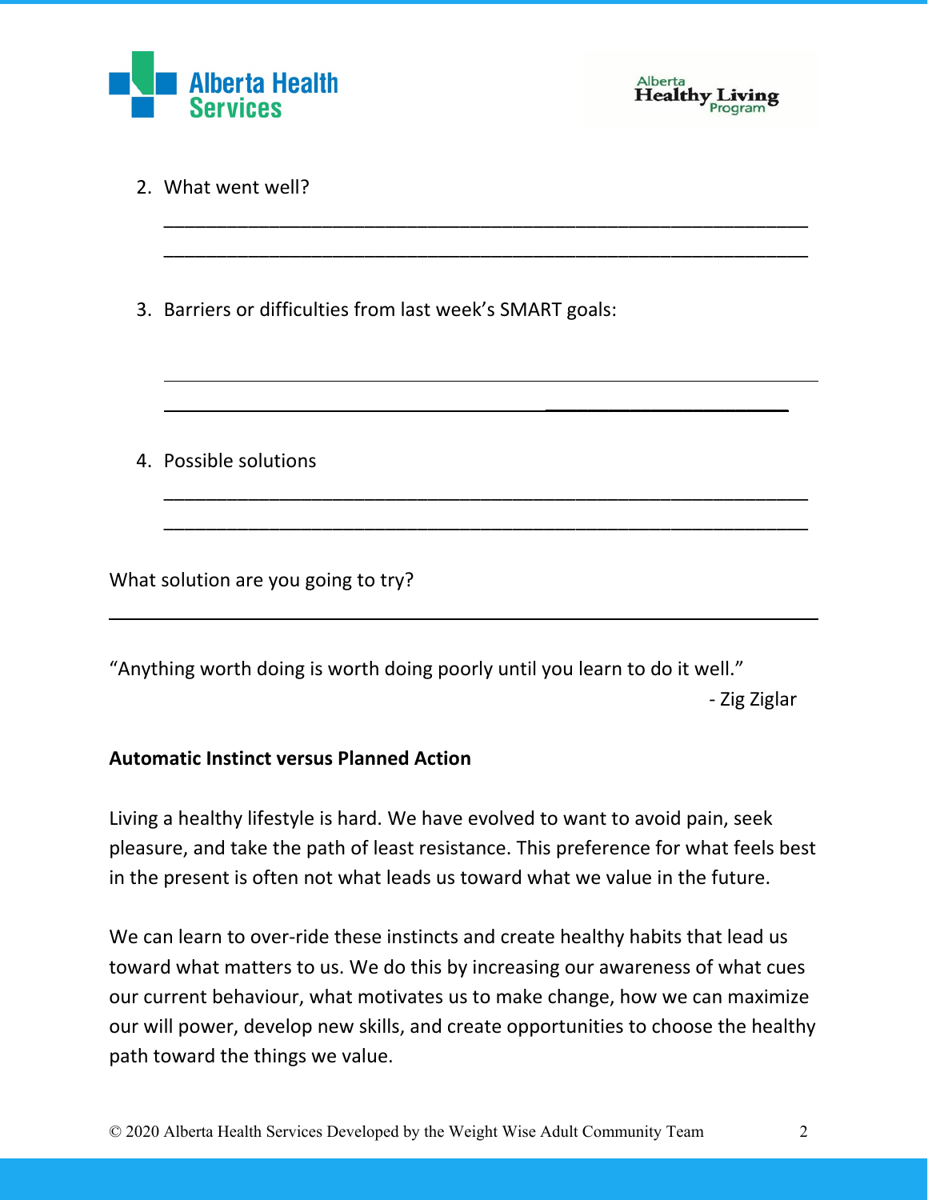2. What went well?

   ___________________________________________________________

   ___________________________________________________________

3. Barriers or difficulties from last week's SMART goals:

   ___________________________________________________________

   ___________________________________________________________

4. Possible solutions

   ___________________________________________________________

   ___________________________________________________________

What solution are you going to try?

___________________________________________________________

"Anything worth doing is worth doing poorly until you learn to do it well."

- Zig Ziglar

**Automatic Instinct versus Planned Action**

Living a healthy lifestyle is hard. We have evolved to want to avoid pain, seek pleasure, and take the path of least resistance. This preference for what feels best in the present is often not what leads us toward what we value in the future.

We can learn to over-ride these instincts and create healthy habits that lead us toward what matters to us. We do this by increasing our awareness of what cues our current behaviour, what motivates us to make change, how we can maximize our will power, develop new skills, and create opportunities to choose the healthy path toward the things we value.

© 2020 Alberta Health Services Developed by the Weight Wise Adult Community Team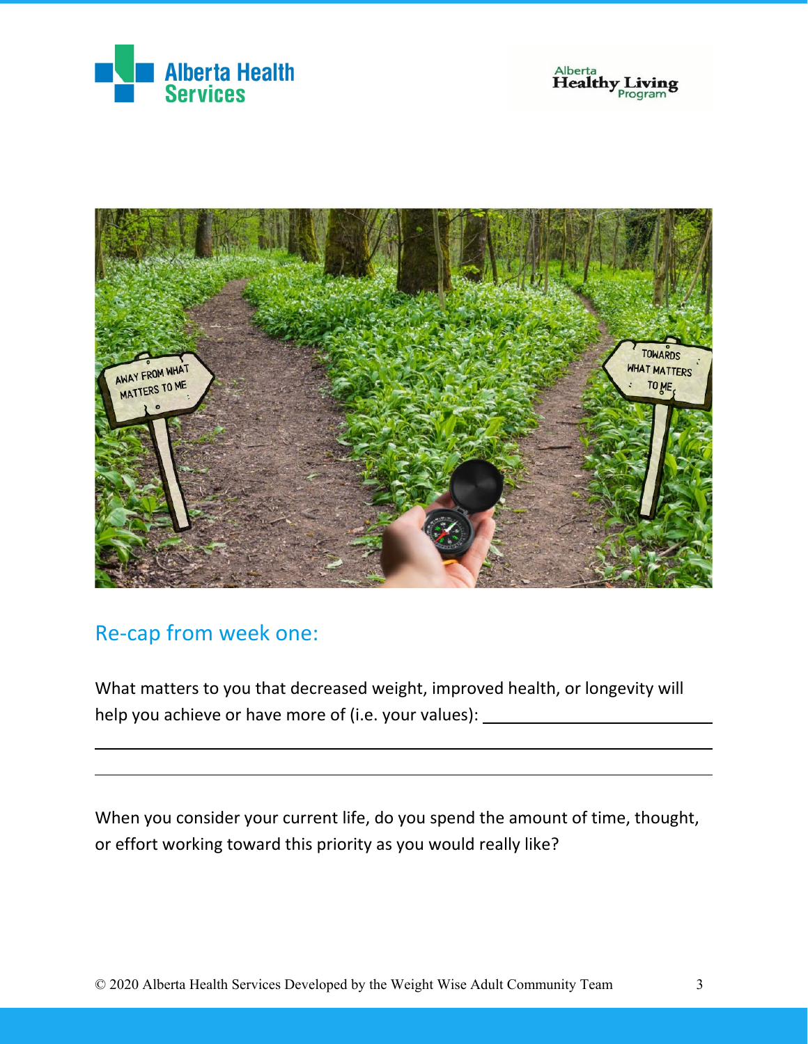## Re-cap from week one:

What matters to you that decreased weight, improved health, or longevity will help you achieve or have more of (i.e. your values): ________________________

________________________________________________________________________

________________________________________________________________________

When you consider your current life, do you spend the amount of time, thought, or effort working toward this priority as you would really like?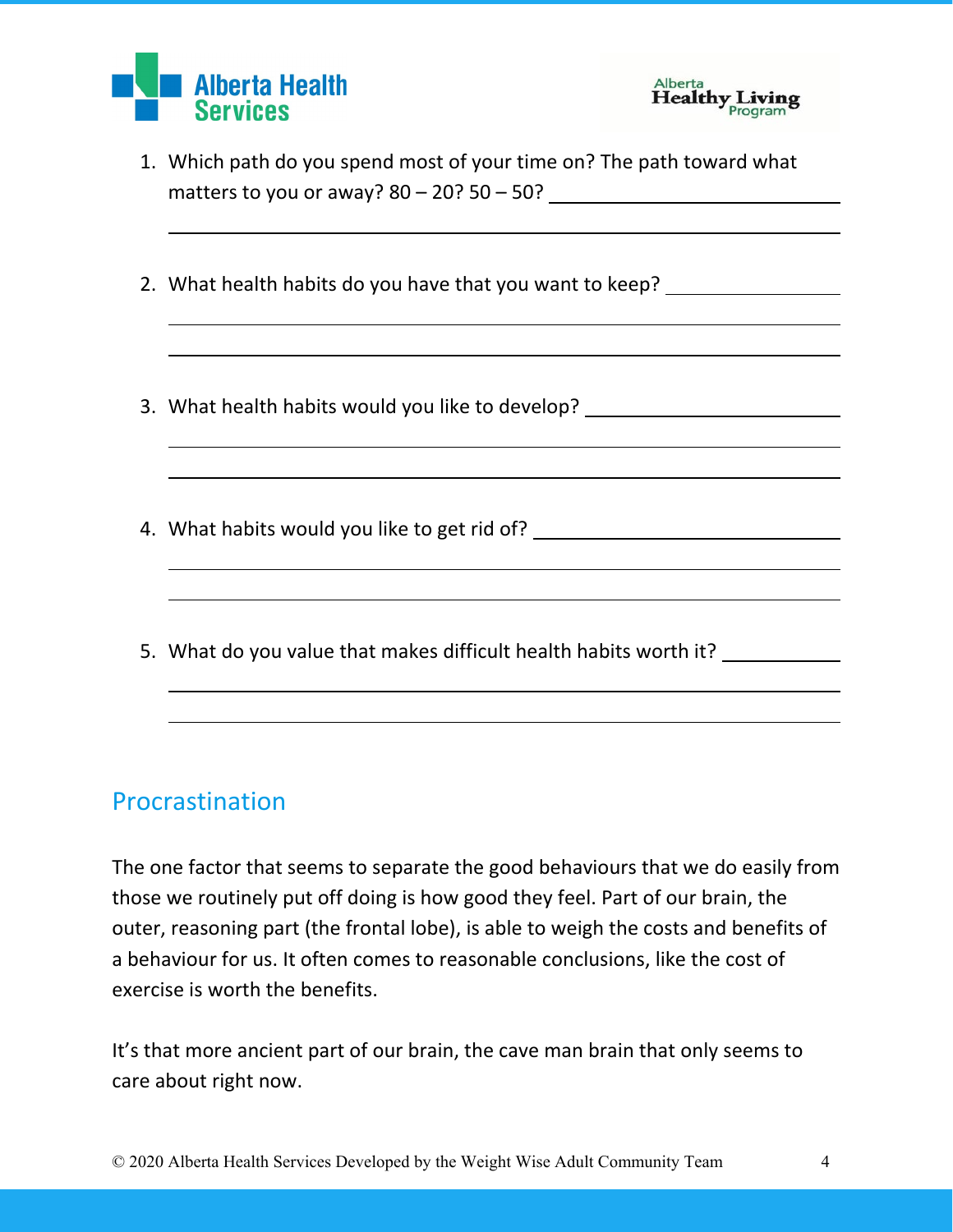1. Which path do you spend most of your time on? The path toward what matters to you or away? 80 – 20? 50 – 50? ______________________________

______________________________________________________________

2. What health habits do you have that you want to keep? ________________

______________________________________________________________

______________________________________________________________

3. What health habits would you like to develop? _______________________

______________________________________________________________

______________________________________________________________

4. What habits would you like to get rid of? ___________________________

______________________________________________________________

______________________________________________________________

5. What do you value that makes difficult health habits worth it? __________

______________________________________________________________

______________________________________________________________

## Procrastination

The one factor that seems to separate the good behaviours that we do easily from those we routinely put off doing is how good they feel. Part of our brain, the outer, reasoning part (the frontal lobe), is able to weigh the costs and benefits of a behaviour for us. It often comes to reasonable conclusions, like the cost of exercise is worth the benefits.

It's that more ancient part of our brain, the cave man brain that only seems to care about right now.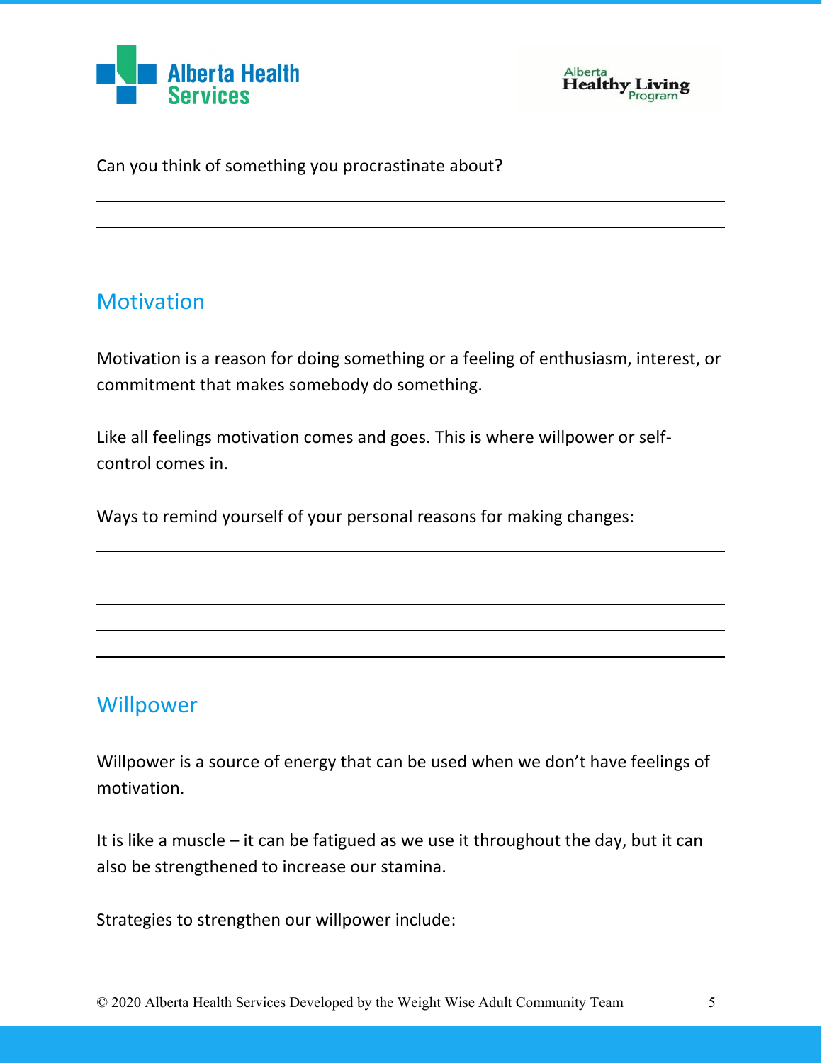Can you think of something you procrastinate about?

______________________________________________________________________

______________________________________________________________________

## Motivation

Motivation is a reason for doing something or a feeling of enthusiasm, interest, or commitment that makes somebody do something.

Like all feelings motivation comes and goes. This is where willpower or self-control comes in.

Ways to remind yourself of your personal reasons for making changes:

______________________________________________________________________

______________________________________________________________________

______________________________________________________________________

______________________________________________________________________

______________________________________________________________________

## Willpower

Willpower is a source of energy that can be used when we don't have feelings of motivation.

It is like a muscle – it can be fatigued as we use it throughout the day, but it can also be strengthened to increase our stamina.

Strategies to strengthen our willpower include:

© 2020 Alberta Health Services Developed by the Weight Wise Adult Community Team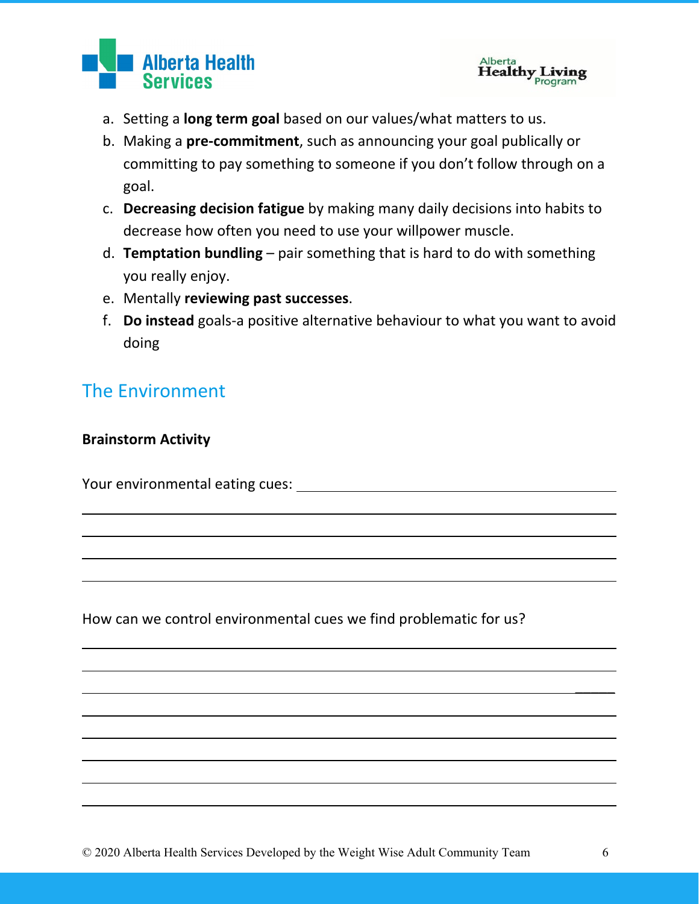a. Setting a **long term goal** based on our values/what matters to us.
b. Making a **pre-commitment**, such as announcing your goal publically or committing to pay something to someone if you don't follow through on a goal.
c. **Decreasing decision fatigue** by making many daily decisions into habits to decrease how often you need to use your willpower muscle.
d. **Temptation bundling** – pair something that is hard to do with something you really enjoy.
e. Mentally **reviewing past successes**.
f. **Do instead** goals-a positive alternative behaviour to what you want to avoid doing

## The Environment

**Brainstorm Activity**

Your environmental eating cues: ________________________________________

___________________________________________________________________

___________________________________________________________________

___________________________________________________________________

___________________________________________________________________

How can we control environmental cues we find problematic for us?

___________________________________________________________________

___________________________________________________________________

___________________________________________________________________

___________________________________________________________________

___________________________________________________________________

___________________________________________________________________

___________________________________________________________________

___________________________________________________________________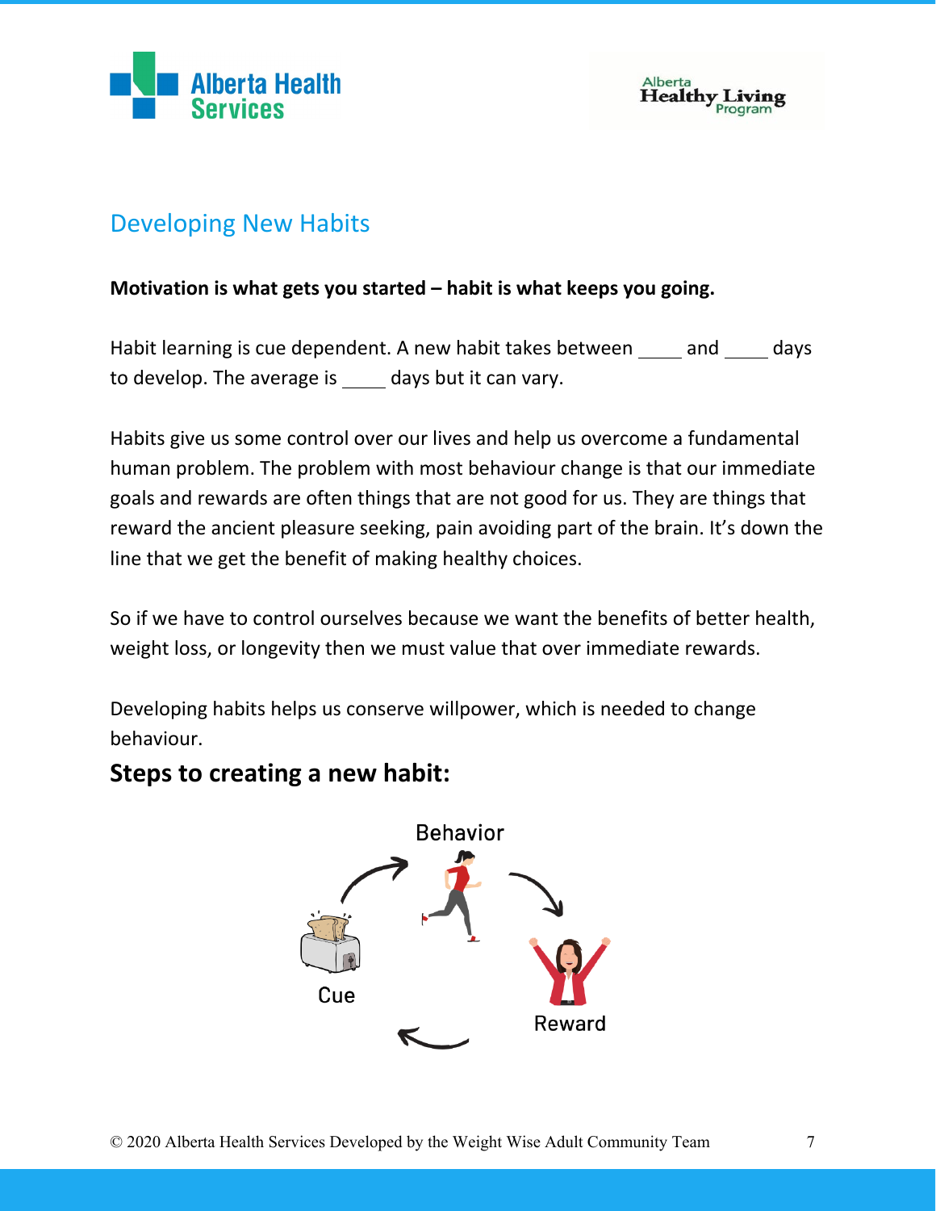## Developing New Habits

**Motivation is what gets you started – habit is what keeps you going.**

Habit learning is cue dependent. A new habit takes between ____ and ____ days to develop. The average is ____ days but it can vary.

Habits give us some control over our lives and help us overcome a fundamental human problem. The problem with most behaviour change is that our immediate goals and rewards are often things that are not good for us. They are things that reward the ancient pleasure seeking, pain avoiding part of the brain. It's down the line that we get the benefit of making healthy choices.

So if we have to control ourselves because we want the benefits of better health, weight loss, or longevity then we must value that over immediate rewards.

Developing habits helps us conserve willpower, which is needed to change behaviour.

### Steps to creating a new habit:

Behavior

Cue

Reward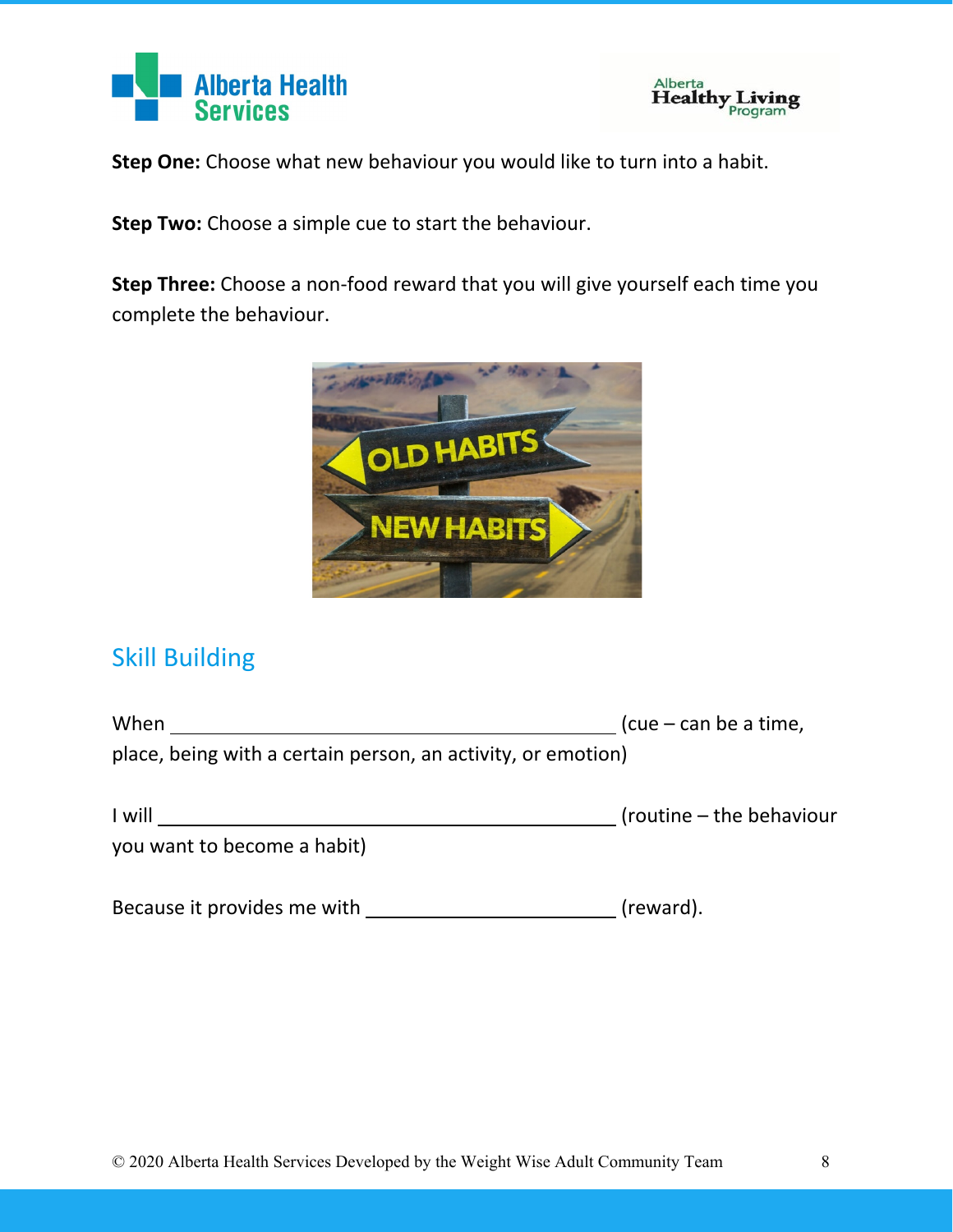**Step One:** Choose what new behaviour you would like to turn into a habit.

**Step Two:** Choose a simple cue to start the behaviour.

**Step Three:** Choose a non-food reward that you will give yourself each time you complete the behaviour.

## Skill Building

When ______________________________________ (cue – can be a time, place, being with a certain person, an activity, or emotion)

I will ________________________________________ (routine – the behaviour you want to become a habit)

Because it provides me with ______________________ (reward).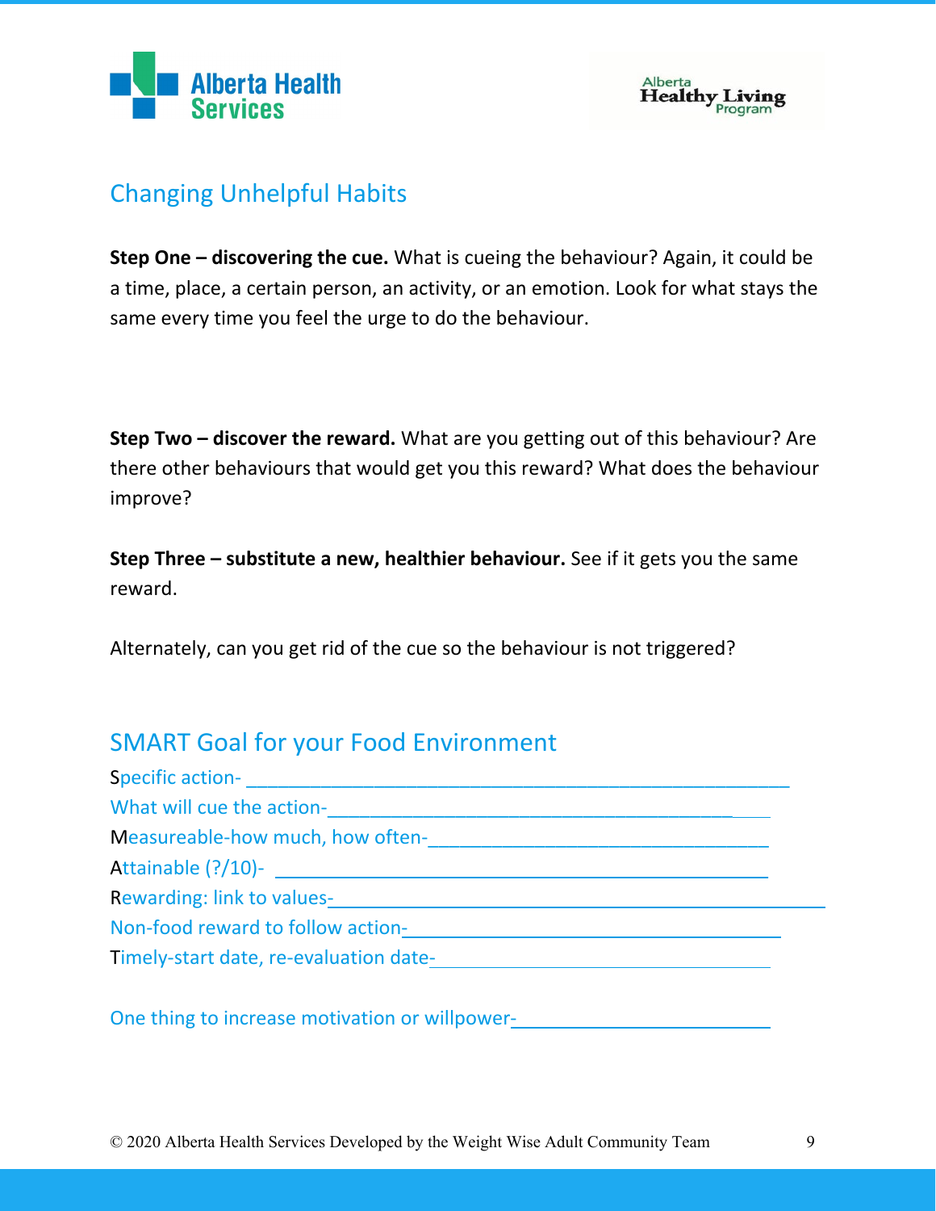## Changing Unhelpful Habits

**Step One – discovering the cue.** What is cueing the behaviour? Again, it could be a time, place, a certain person, an activity, or an emotion. Look for what stays the same every time you feel the urge to do the behaviour.

**Step Two – discover the reward.** What are you getting out of this behaviour? Are there other behaviours that would get you this reward? What does the behaviour improve?

**Step Three – substitute a new, healthier behaviour.** See if it gets you the same reward.

Alternately, can you get rid of the cue so the behaviour is not triggered?

## SMART Goal for your Food Environment

Specific action- ______________________________________________

What will cue the action-_______________________________________

Measureable-how much, how often-_______________________________

Attainable (?/10)- _____________________________________________

Rewarding: link to values-_______________________________________

Non-food reward to follow action-________________________________

Timely-start date, re-evaluation date-_____________________________

One thing to increase motivation or willpower-______________________

© 2020 Alberta Health Services Developed by the Weight Wise Adult Community Team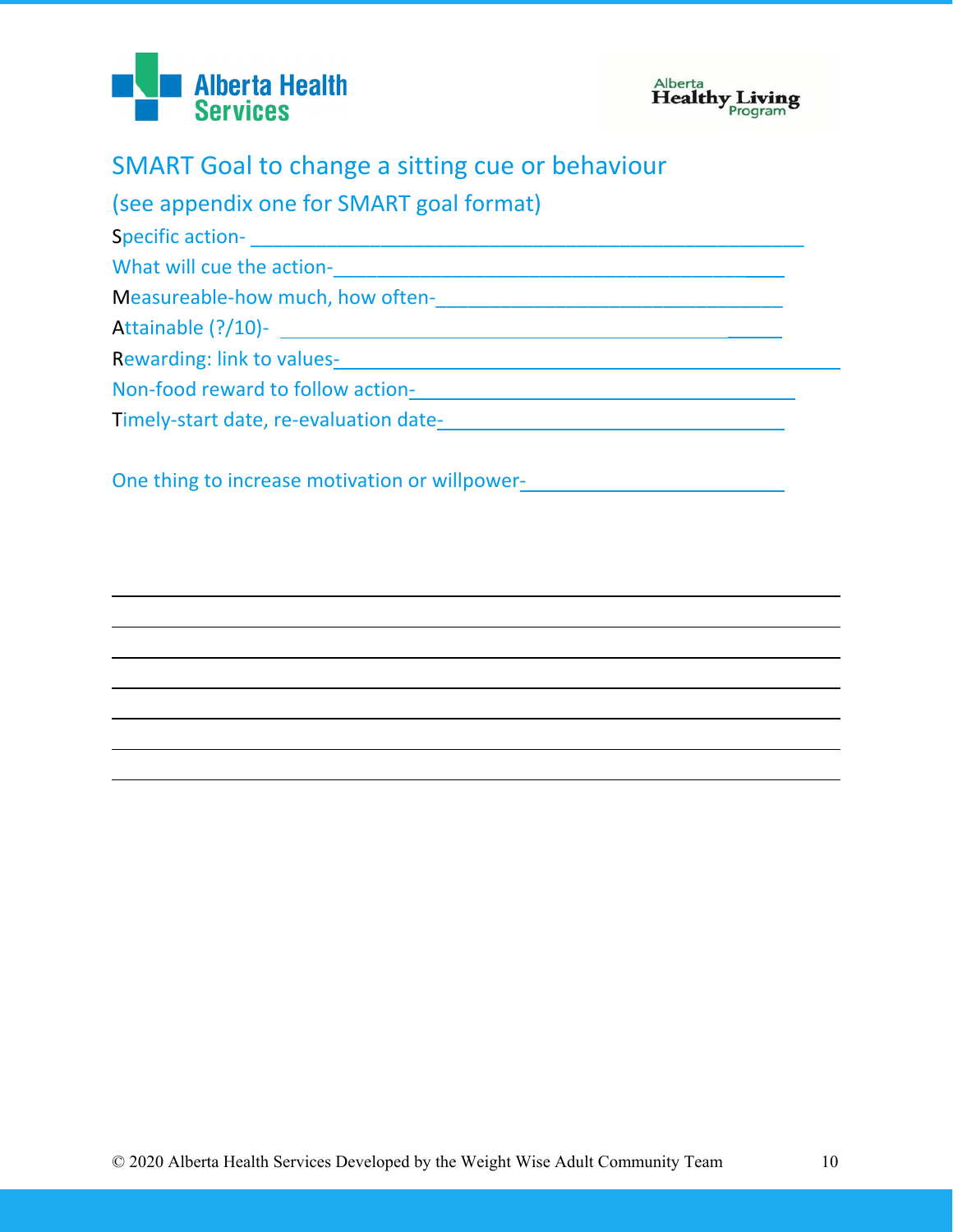## SMART Goal to change a sitting cue or behaviour

### (see appendix one for SMART goal format)

Specific action- ____________________________________________________

What will cue the action-___________________________________________

Measureable-how much, how often-_________________________________

Attainable (?/10)- ___________________________________________

Rewarding: link to values-_______________________________________________

Non-food reward to follow action-___________________________________

Timely-start date, re-evaluation date-________________________________

One thing to increase motivation or willpower-_______________________

______________________________________________________________________

______________________________________________________________________

______________________________________________________________________

______________________________________________________________________

______________________________________________________________________

______________________________________________________________________

______________________________________________________________________

© 2020 Alberta Health Services Developed by the Weight Wise Adult Community Team